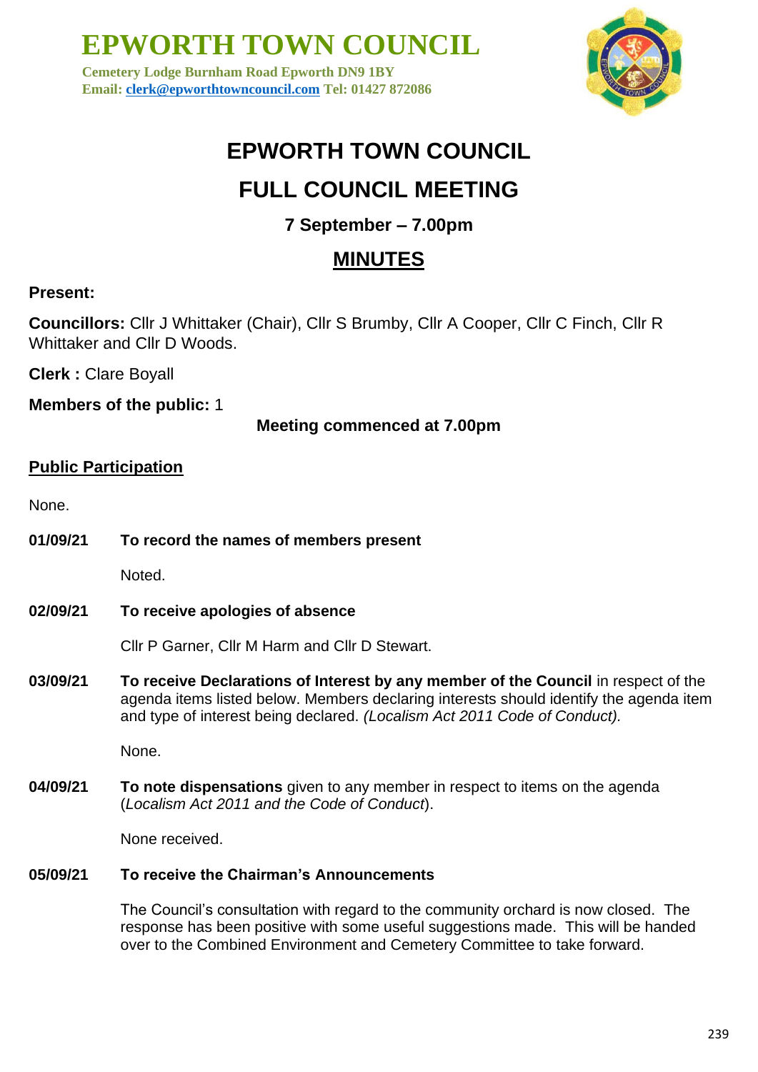# EPWORTH TOWN COUNCIL

**Cemetery Lodge Burnham Road Epworth DN9 1BY**
**Email: clerk@epworthtowncouncil.com Tel: 01427 872086**

# EPWORTH TOWN COUNCIL

# FULL COUNCIL MEETING

### 7 September – 7.00pm

## MINUTES

**Present:**

**Councillors:** Cllr J Whittaker (Chair), Cllr S Brumby, Cllr A Cooper, Cllr C Finch, Cllr R Whittaker and Cllr D Woods.

**Clerk :** Clare Boyall

**Members of the public:** 1

**Meeting commenced at 7.00pm**

**Public Participation**

None.

**01/09/21 To record the names of members present**

Noted.

**02/09/21 To receive apologies of absence**

Cllr P Garner, Cllr M Harm and Cllr D Stewart.

**03/09/21 To receive Declarations of Interest by any member of the Council** in respect of the agenda items listed below. Members declaring interests should identify the agenda item and type of interest being declared. *(Localism Act 2011 Code of Conduct).*

None.

**04/09/21 To note dispensations** given to any member in respect to items on the agenda (*Localism Act 2011 and the Code of Conduct*).

None received.

**05/09/21 To receive the Chairman's Announcements**

The Council's consultation with regard to the community orchard is now closed. The response has been positive with some useful suggestions made. This will be handed over to the Combined Environment and Cemetery Committee to take forward.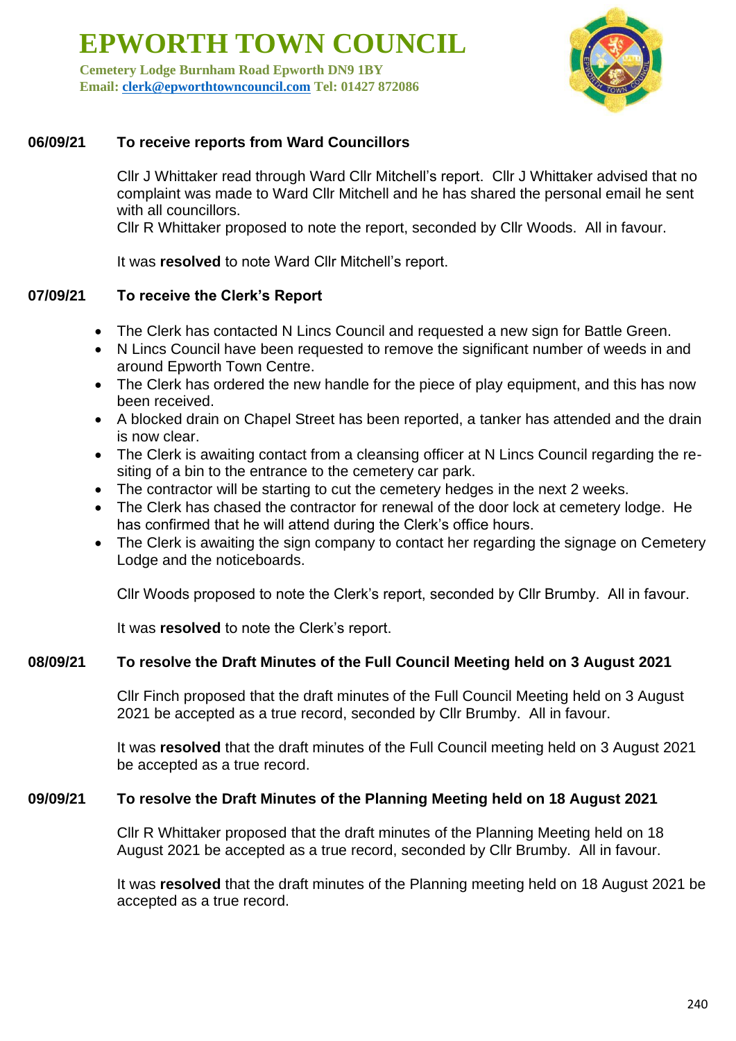**06/09/21 To receive reports from Ward Councillors**

Cllr J Whittaker read through Ward Cllr Mitchell's report. Cllr J Whittaker advised that no complaint was made to Ward Cllr Mitchell and he has shared the personal email he sent with all councillors.
Cllr R Whittaker proposed to note the report, seconded by Cllr Woods. All in favour.

It was **resolved** to note Ward Cllr Mitchell's report.

**07/09/21 To receive the Clerk's Report**

- The Clerk has contacted N Lincs Council and requested a new sign for Battle Green.
- N Lincs Council have been requested to remove the significant number of weeds in and around Epworth Town Centre.
- The Clerk has ordered the new handle for the piece of play equipment, and this has now been received.
- A blocked drain on Chapel Street has been reported, a tanker has attended and the drain is now clear.
- The Clerk is awaiting contact from a cleansing officer at N Lincs Council regarding the re-siting of a bin to the entrance to the cemetery car park.
- The contractor will be starting to cut the cemetery hedges in the next 2 weeks.
- The Clerk has chased the contractor for renewal of the door lock at cemetery lodge. He has confirmed that he will attend during the Clerk's office hours.
- The Clerk is awaiting the sign company to contact her regarding the signage on Cemetery Lodge and the noticeboards.

Cllr Woods proposed to note the Clerk's report, seconded by Cllr Brumby. All in favour.

It was **resolved** to note the Clerk's report.

**08/09/21 To resolve the Draft Minutes of the Full Council Meeting held on 3 August 2021**

Cllr Finch proposed that the draft minutes of the Full Council Meeting held on 3 August 2021 be accepted as a true record, seconded by Cllr Brumby. All in favour.

It was **resolved** that the draft minutes of the Full Council meeting held on 3 August 2021 be accepted as a true record.

**09/09/21 To resolve the Draft Minutes of the Planning Meeting held on 18 August 2021**

Cllr R Whittaker proposed that the draft minutes of the Planning Meeting held on 18 August 2021 be accepted as a true record, seconded by Cllr Brumby. All in favour.

It was **resolved** that the draft minutes of the Planning meeting held on 18 August 2021 be accepted as a true record.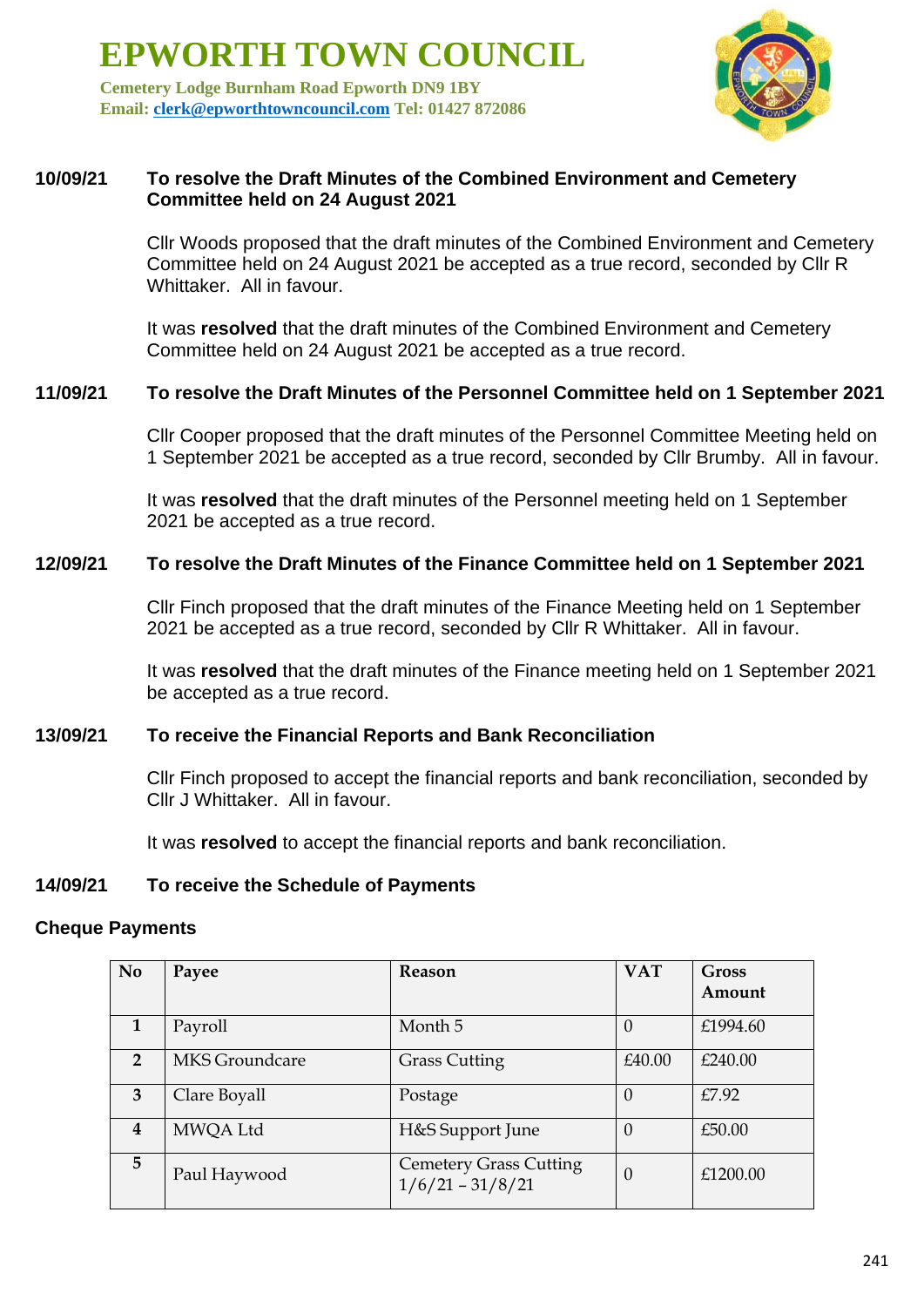# EPWORTH TOWN COUNCIL

**Cemetery Lodge Burnham Road Epworth DN9 1BY**
**Email: clerk@epworthtowncouncil.com Tel: 01427 872086**

**10/09/21 To resolve the Draft Minutes of the Combined Environment and Cemetery Committee held on 24 August 2021**

Cllr Woods proposed that the draft minutes of the Combined Environment and Cemetery Committee held on 24 August 2021 be accepted as a true record, seconded by Cllr R Whittaker. All in favour.

It was **resolved** that the draft minutes of the Combined Environment and Cemetery Committee held on 24 August 2021 be accepted as a true record.

**11/09/21 To resolve the Draft Minutes of the Personnel Committee held on 1 September 2021**

Cllr Cooper proposed that the draft minutes of the Personnel Committee Meeting held on 1 September 2021 be accepted as a true record, seconded by Cllr Brumby. All in favour.

It was **resolved** that the draft minutes of the Personnel meeting held on 1 September 2021 be accepted as a true record.

**12/09/21 To resolve the Draft Minutes of the Finance Committee held on 1 September 2021**

Cllr Finch proposed that the draft minutes of the Finance Meeting held on 1 September 2021 be accepted as a true record, seconded by Cllr R Whittaker. All in favour.

It was **resolved** that the draft minutes of the Finance meeting held on 1 September 2021 be accepted as a true record.

**13/09/21 To receive the Financial Reports and Bank Reconciliation**

Cllr Finch proposed to accept the financial reports and bank reconciliation, seconded by Cllr J Whittaker. All in favour.

It was **resolved** to accept the financial reports and bank reconciliation.

**14/09/21 To receive the Schedule of Payments**

**Cheque Payments**

| No | Payee | Reason | VAT | Gross Amount |
|---|---|---|---|---|
| 1 | Payroll | Month 5 | 0 | £1994.60 |
| 2 | MKS Groundcare | Grass Cutting | £40.00 | £240.00 |
| 3 | Clare Boyall | Postage | 0 | £7.92 |
| 4 | MWQA Ltd | H&S Support June | 0 | £50.00 |
| 5 | Paul Haywood | Cemetery Grass Cutting 1/6/21 – 31/8/21 | 0 | £1200.00 |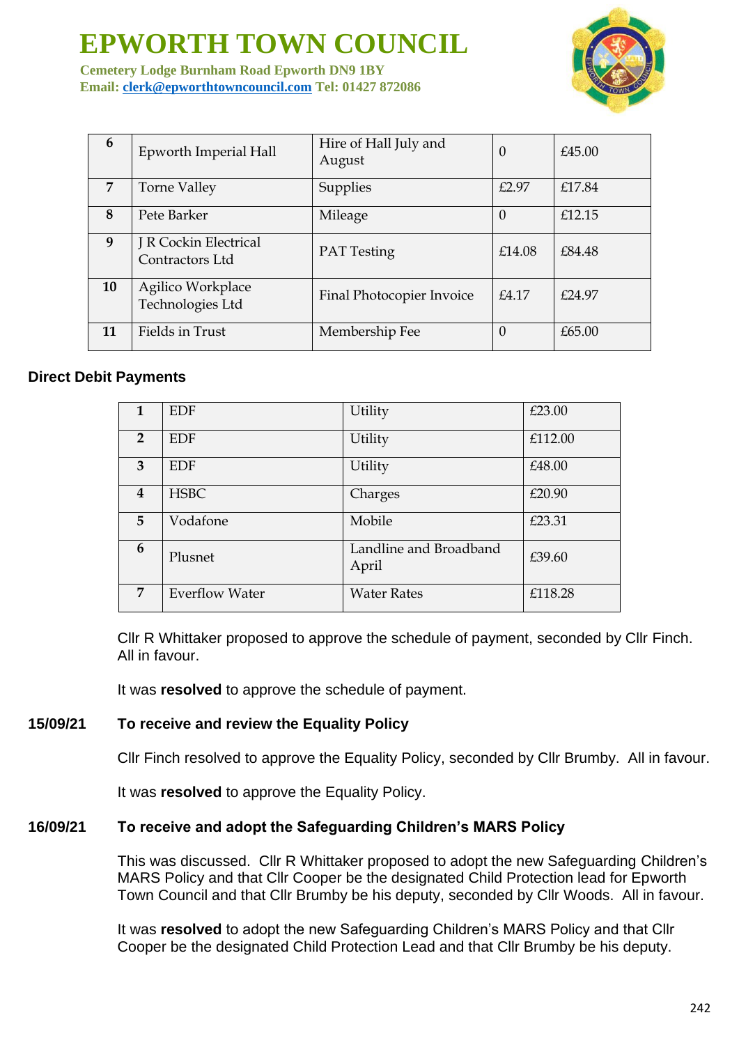# EPWORTH TOWN COUNCIL

**Cemetery Lodge Burnham Road Epworth DN9 1BY**
**Email: clerk@epworthtowncouncil.com Tel: 01427 872086**

| | | | | |
|---|---|---|---|---|
| **6** | Epworth Imperial Hall | Hire of Hall July and August | 0 | £45.00 |
| **7** | Torne Valley | Supplies | £2.97 | £17.84 |
| **8** | Pete Barker | Mileage | 0 | £12.15 |
| **9** | J R Cockin Electrical Contractors Ltd | PAT Testing | £14.08 | £84.48 |
| **10** | Agilico Workplace Technologies Ltd | Final Photocopier Invoice | £4.17 | £24.97 |
| **11** | Fields in Trust | Membership Fee | 0 | £65.00 |

**Direct Debit Payments**

| | | | |
|---|---|---|---|
| **1** | EDF | Utility | £23.00 |
| **2** | EDF | Utility | £112.00 |
| **3** | EDF | Utility | £48.00 |
| **4** | HSBC | Charges | £20.90 |
| **5** | Vodafone | Mobile | £23.31 |
| **6** | Plusnet | Landline and Broadband April | £39.60 |
| **7** | Everflow Water | Water Rates | £118.28 |

Cllr R Whittaker proposed to approve the schedule of payment, seconded by Cllr Finch. All in favour.

It was **resolved** to approve the schedule of payment.

**15/09/21 To receive and review the Equality Policy**

Cllr Finch resolved to approve the Equality Policy, seconded by Cllr Brumby. All in favour.

It was **resolved** to approve the Equality Policy.

**16/09/21 To receive and adopt the Safeguarding Children's MARS Policy**

This was discussed. Cllr R Whittaker proposed to adopt the new Safeguarding Children's MARS Policy and that Cllr Cooper be the designated Child Protection lead for Epworth Town Council and that Cllr Brumby be his deputy, seconded by Cllr Woods. All in favour.

It was **resolved** to adopt the new Safeguarding Children's MARS Policy and that Cllr Cooper be the designated Child Protection Lead and that Cllr Brumby be his deputy.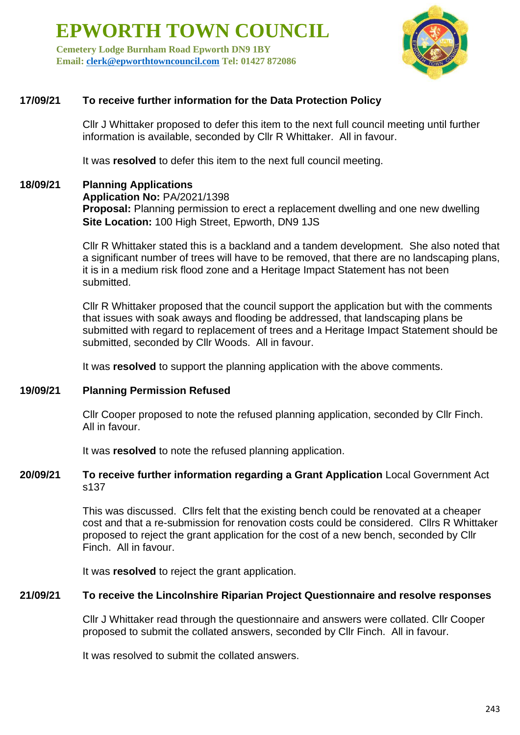# EPWORTH TOWN COUNCIL

**Cemetery Lodge Burnham Road Epworth DN9 1BY**
**Email: clerk@epworthtowncouncil.com Tel: 01427 872086**

**17/09/21 To receive further information for the Data Protection Policy**

Cllr J Whittaker proposed to defer this item to the next full council meeting until further information is available, seconded by Cllr R Whittaker. All in favour.

It was **resolved** to defer this item to the next full council meeting.

**18/09/21 Planning Applications**

**Application No:** PA/2021/1398
**Proposal:** Planning permission to erect a replacement dwelling and one new dwelling
**Site Location:** 100 High Street, Epworth, DN9 1JS

Cllr R Whittaker stated this is a backland and a tandem development. She also noted that a significant number of trees will have to be removed, that there are no landscaping plans, it is in a medium risk flood zone and a Heritage Impact Statement has not been submitted.

Cllr R Whittaker proposed that the council support the application but with the comments that issues with soak aways and flooding be addressed, that landscaping plans be submitted with regard to replacement of trees and a Heritage Impact Statement should be submitted, seconded by Cllr Woods. All in favour.

It was **resolved** to support the planning application with the above comments.

**19/09/21 Planning Permission Refused**

Cllr Cooper proposed to note the refused planning application, seconded by Cllr Finch. All in favour.

It was **resolved** to note the refused planning application.

**20/09/21 To receive further information regarding a Grant Application** Local Government Act s137

This was discussed. Cllrs felt that the existing bench could be renovated at a cheaper cost and that a re-submission for renovation costs could be considered. Cllrs R Whittaker proposed to reject the grant application for the cost of a new bench, seconded by Cllr Finch. All in favour.

It was **resolved** to reject the grant application.

**21/09/21 To receive the Lincolnshire Riparian Project Questionnaire and resolve responses**

Cllr J Whittaker read through the questionnaire and answers were collated. Cllr Cooper proposed to submit the collated answers, seconded by Cllr Finch. All in favour.

It was resolved to submit the collated answers.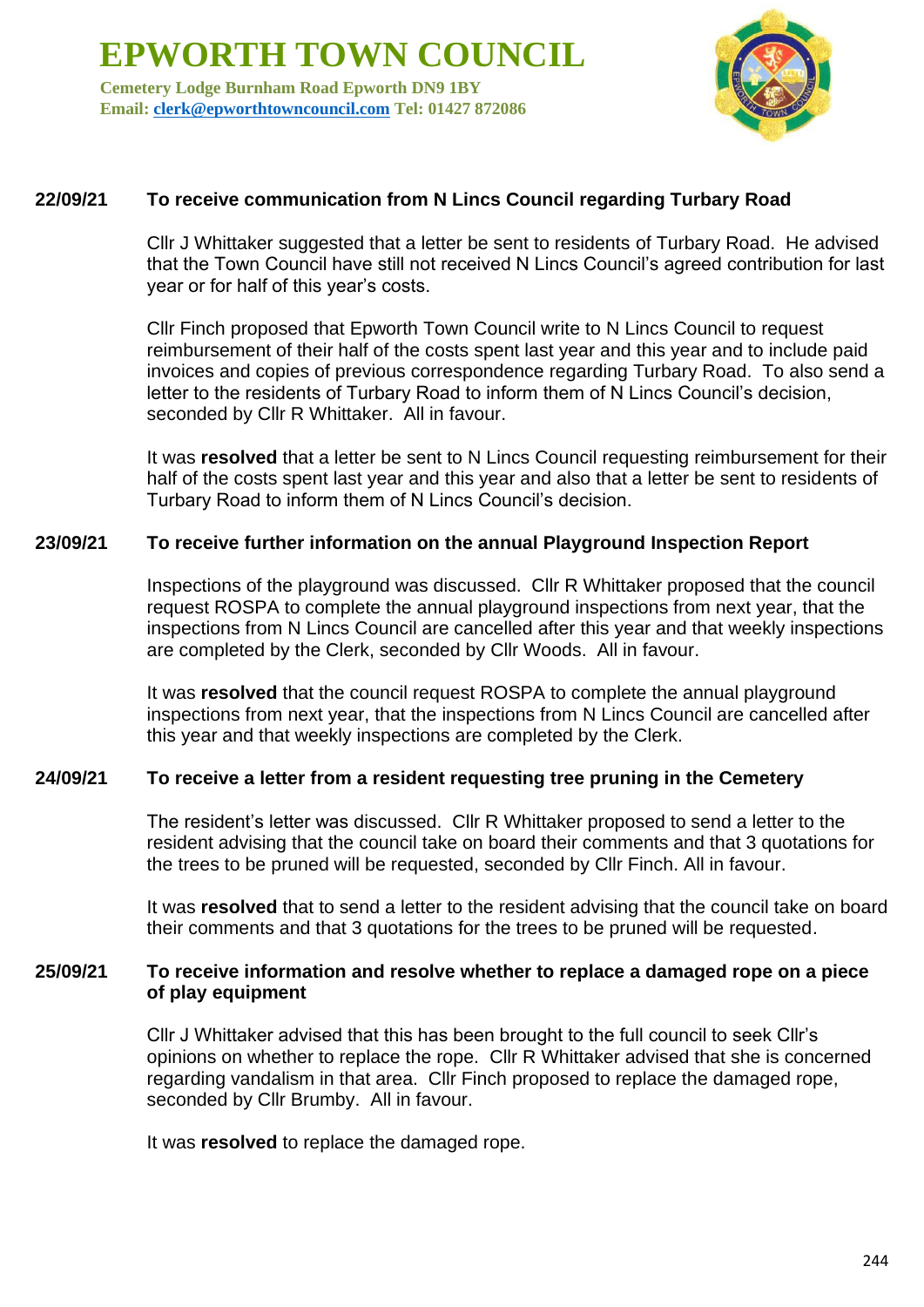# EPWORTH TOWN COUNCIL

**Cemetery Lodge Burnham Road Epworth DN9 1BY**
**Email: clerk@epworthtowncouncil.com Tel: 01427 872086**

**22/09/21 To receive communication from N Lincs Council regarding Turbary Road**

Cllr J Whittaker suggested that a letter be sent to residents of Turbary Road. He advised that the Town Council have still not received N Lincs Council's agreed contribution for last year or for half of this year's costs.

Cllr Finch proposed that Epworth Town Council write to N Lincs Council to request reimbursement of their half of the costs spent last year and this year and to include paid invoices and copies of previous correspondence regarding Turbary Road. To also send a letter to the residents of Turbary Road to inform them of N Lincs Council's decision, seconded by Cllr R Whittaker. All in favour.

It was **resolved** that a letter be sent to N Lincs Council requesting reimbursement for their half of the costs spent last year and this year and also that a letter be sent to residents of Turbary Road to inform them of N Lincs Council's decision.

**23/09/21 To receive further information on the annual Playground Inspection Report**

Inspections of the playground was discussed. Cllr R Whittaker proposed that the council request ROSPA to complete the annual playground inspections from next year, that the inspections from N Lincs Council are cancelled after this year and that weekly inspections are completed by the Clerk, seconded by Cllr Woods. All in favour.

It was **resolved** that the council request ROSPA to complete the annual playground inspections from next year, that the inspections from N Lincs Council are cancelled after this year and that weekly inspections are completed by the Clerk.

**24/09/21 To receive a letter from a resident requesting tree pruning in the Cemetery**

The resident's letter was discussed. Cllr R Whittaker proposed to send a letter to the resident advising that the council take on board their comments and that 3 quotations for the trees to be pruned will be requested, seconded by Cllr Finch. All in favour.

It was **resolved** that to send a letter to the resident advising that the council take on board their comments and that 3 quotations for the trees to be pruned will be requested.

**25/09/21 To receive information and resolve whether to replace a damaged rope on a piece of play equipment**

Cllr J Whittaker advised that this has been brought to the full council to seek Cllr's opinions on whether to replace the rope. Cllr R Whittaker advised that she is concerned regarding vandalism in that area. Cllr Finch proposed to replace the damaged rope, seconded by Cllr Brumby. All in favour.

It was **resolved** to replace the damaged rope.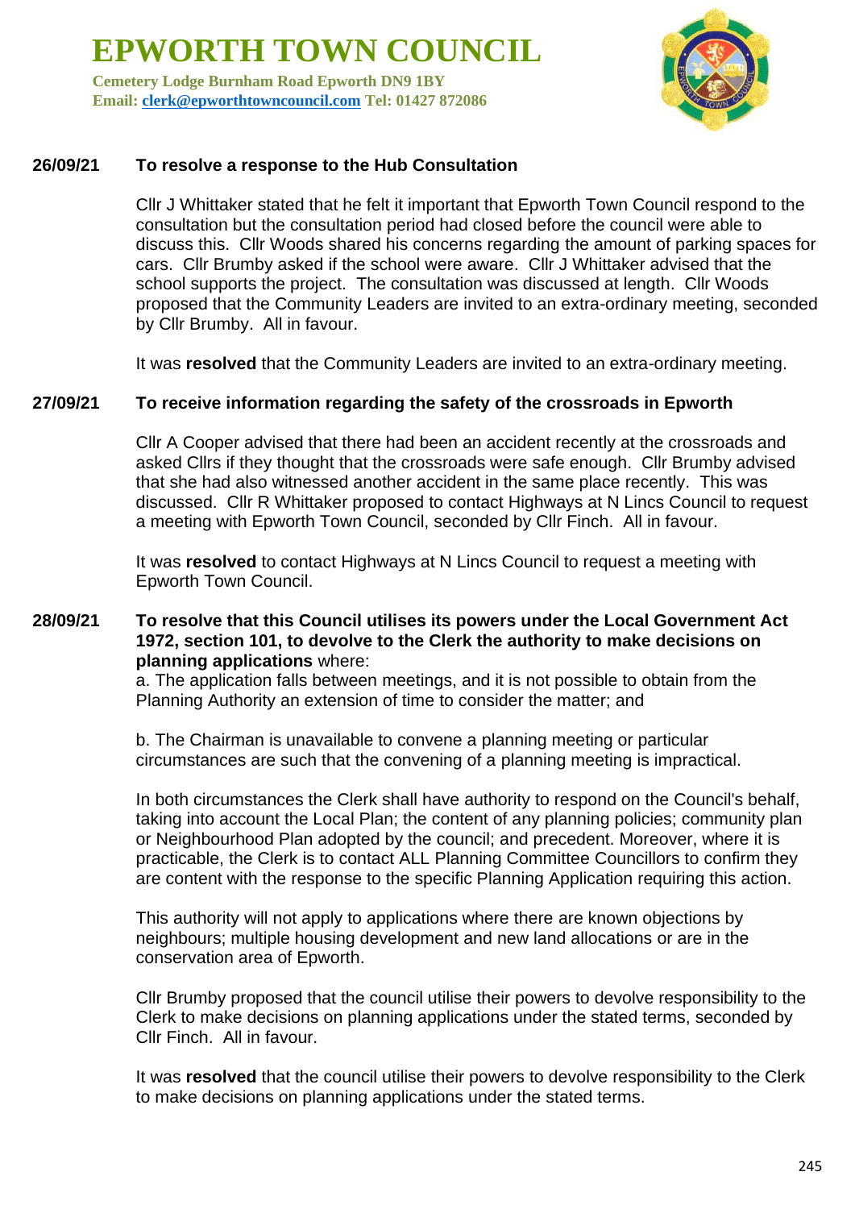**26/09/21 To resolve a response to the Hub Consultation**

Cllr J Whittaker stated that he felt it important that Epworth Town Council respond to the consultation but the consultation period had closed before the council were able to discuss this. Cllr Woods shared his concerns regarding the amount of parking spaces for cars. Cllr Brumby asked if the school were aware. Cllr J Whittaker advised that the school supports the project. The consultation was discussed at length. Cllr Woods proposed that the Community Leaders are invited to an extra-ordinary meeting, seconded by Cllr Brumby. All in favour.

It was **resolved** that the Community Leaders are invited to an extra-ordinary meeting.

**27/09/21 To receive information regarding the safety of the crossroads in Epworth**

Cllr A Cooper advised that there had been an accident recently at the crossroads and asked Cllrs if they thought that the crossroads were safe enough. Cllr Brumby advised that she had also witnessed another accident in the same place recently. This was discussed. Cllr R Whittaker proposed to contact Highways at N Lincs Council to request a meeting with Epworth Town Council, seconded by Cllr Finch. All in favour.

It was **resolved** to contact Highways at N Lincs Council to request a meeting with Epworth Town Council.

**28/09/21 To resolve that this Council utilises its powers under the Local Government Act 1972, section 101, to devolve to the Clerk the authority to make decisions on planning applications** where:

a. The application falls between meetings, and it is not possible to obtain from the Planning Authority an extension of time to consider the matter; and

b. The Chairman is unavailable to convene a planning meeting or particular circumstances are such that the convening of a planning meeting is impractical.

In both circumstances the Clerk shall have authority to respond on the Council's behalf, taking into account the Local Plan; the content of any planning policies; community plan or Neighbourhood Plan adopted by the council; and precedent. Moreover, where it is practicable, the Clerk is to contact ALL Planning Committee Councillors to confirm they are content with the response to the specific Planning Application requiring this action.

This authority will not apply to applications where there are known objections by neighbours; multiple housing development and new land allocations or are in the conservation area of Epworth.

Cllr Brumby proposed that the council utilise their powers to devolve responsibility to the Clerk to make decisions on planning applications under the stated terms, seconded by Cllr Finch. All in favour.

It was **resolved** that the council utilise their powers to devolve responsibility to the Clerk to make decisions on planning applications under the stated terms.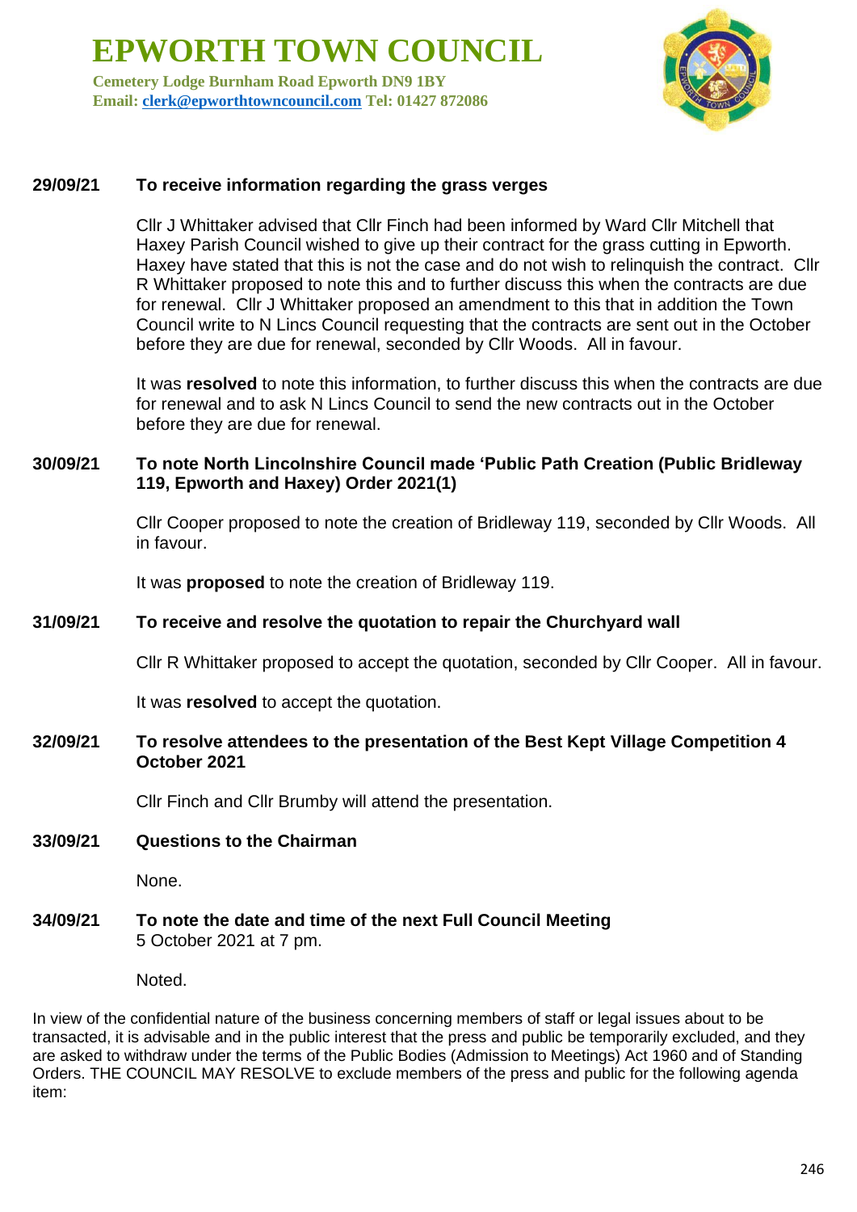# EPWORTH TOWN COUNCIL

**Cemetery Lodge Burnham Road Epworth DN9 1BY**
**Email: clerk@epworthtowncouncil.com Tel: 01427 872086**

**29/09/21 To receive information regarding the grass verges**

Cllr J Whittaker advised that Cllr Finch had been informed by Ward Cllr Mitchell that Haxey Parish Council wished to give up their contract for the grass cutting in Epworth. Haxey have stated that this is not the case and do not wish to relinquish the contract. Cllr R Whittaker proposed to note this and to further discuss this when the contracts are due for renewal. Cllr J Whittaker proposed an amendment to this that in addition the Town Council write to N Lincs Council requesting that the contracts are sent out in the October before they are due for renewal, seconded by Cllr Woods. All in favour.

It was **resolved** to note this information, to further discuss this when the contracts are due for renewal and to ask N Lincs Council to send the new contracts out in the October before they are due for renewal.

**30/09/21 To note North Lincolnshire Council made 'Public Path Creation (Public Bridleway 119, Epworth and Haxey) Order 2021(1)**

Cllr Cooper proposed to note the creation of Bridleway 119, seconded by Cllr Woods. All in favour.

It was **proposed** to note the creation of Bridleway 119.

**31/09/21 To receive and resolve the quotation to repair the Churchyard wall**

Cllr R Whittaker proposed to accept the quotation, seconded by Cllr Cooper. All in favour.

It was **resolved** to accept the quotation.

**32/09/21 To resolve attendees to the presentation of the Best Kept Village Competition 4 October 2021**

Cllr Finch and Cllr Brumby will attend the presentation.

**33/09/21 Questions to the Chairman**

None.

**34/09/21 To note the date and time of the next Full Council Meeting**
5 October 2021 at 7 pm.

Noted.

In view of the confidential nature of the business concerning members of staff or legal issues about to be transacted, it is advisable and in the public interest that the press and public be temporarily excluded, and they are asked to withdraw under the terms of the Public Bodies (Admission to Meetings) Act 1960 and of Standing Orders. THE COUNCIL MAY RESOLVE to exclude members of the press and public for the following agenda item: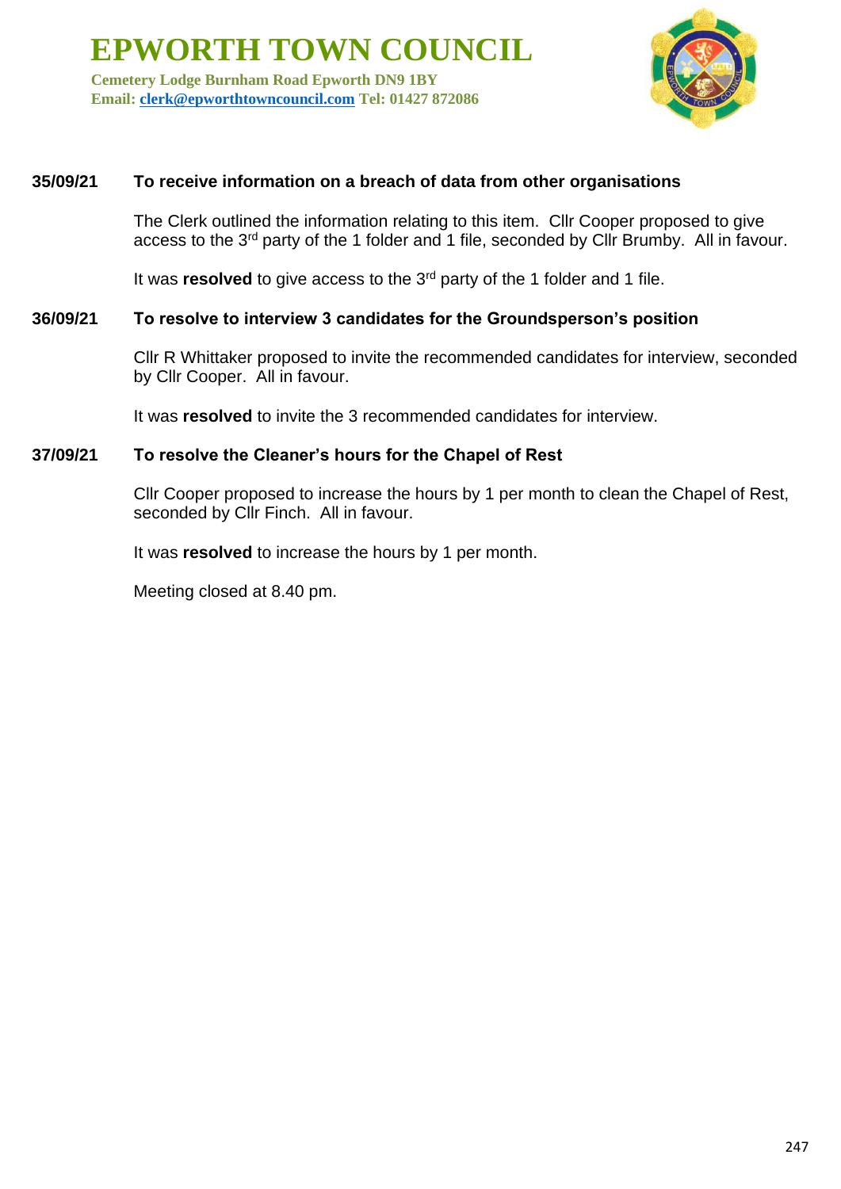# EPWORTH TOWN COUNCIL

**Cemetery Lodge Burnham Road Epworth DN9 1BY**
**Email: clerk@epworthtowncouncil.com Tel: 01427 872086**

**35/09/21 To receive information on a breach of data from other organisations**

The Clerk outlined the information relating to this item. Cllr Cooper proposed to give access to the 3rd party of the 1 folder and 1 file, seconded by Cllr Brumby. All in favour.

It was **resolved** to give access to the 3rd party of the 1 folder and 1 file.

**36/09/21 To resolve to interview 3 candidates for the Groundsperson's position**

Cllr R Whittaker proposed to invite the recommended candidates for interview, seconded by Cllr Cooper. All in favour.

It was **resolved** to invite the 3 recommended candidates for interview.

**37/09/21 To resolve the Cleaner's hours for the Chapel of Rest**

Cllr Cooper proposed to increase the hours by 1 per month to clean the Chapel of Rest, seconded by Cllr Finch. All in favour.

It was **resolved** to increase the hours by 1 per month.

Meeting closed at 8.40 pm.